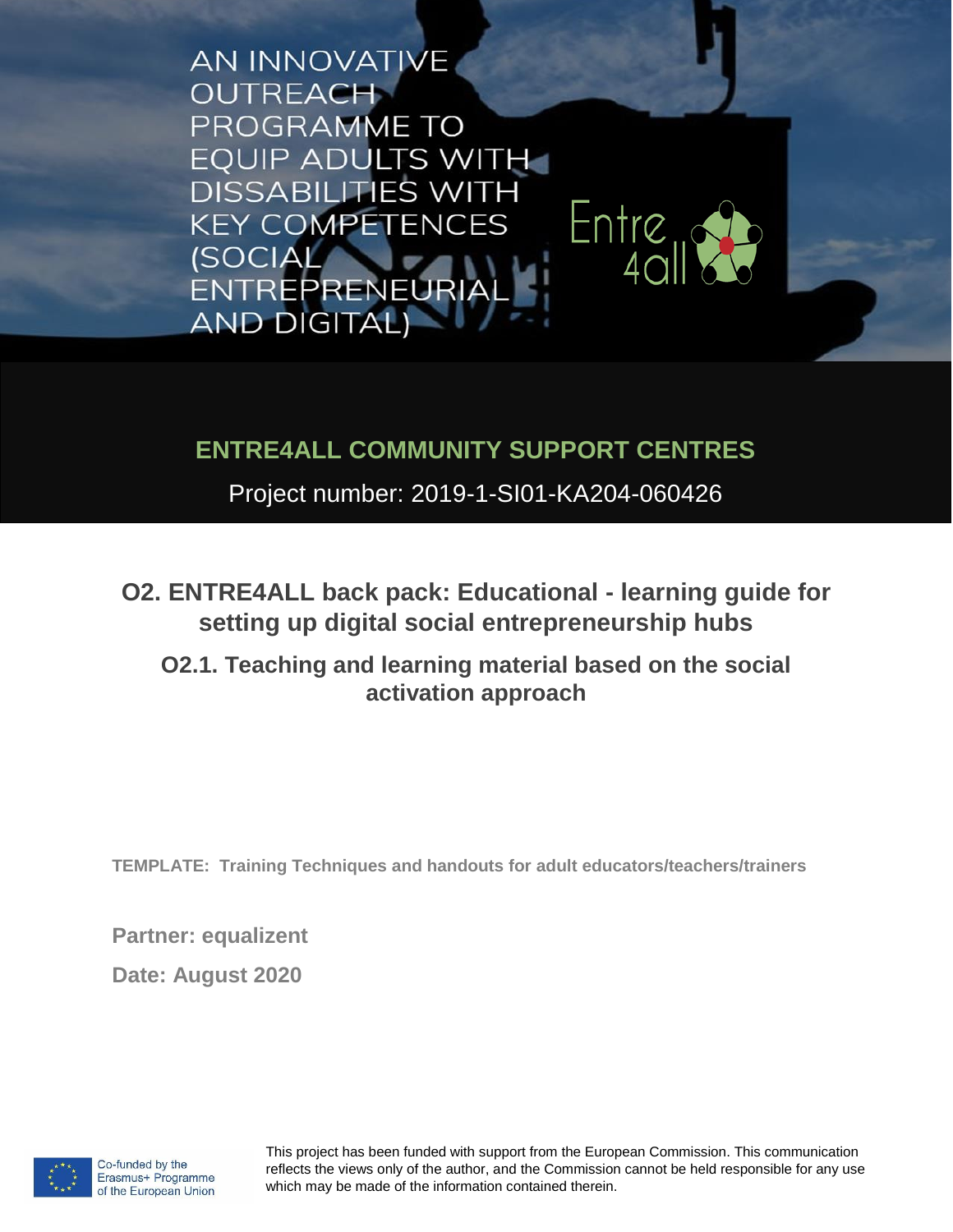AN INNOVATIVE OUTREACH PROGRAMME TO EQUIP ADULTS WITH DISSABILITIES WITH KEY COMPETENCES (SOCIAL ENTREPRENEURIAL AND DIGITAL)

Entre 4all

## ENTRE4ALL COMMUNITY SUPPORT CENTRES

Project number: 2019-1-SI01-KA204-060426

# O2. ENTRE4ALL back pack: Educational - learning guide for setting up digital social entrepreneurship hubs

## O2.1. Teaching and learning material based on the social activation approach

**TEMPLATE: Training Techniques and handouts for adult educators/teachers/trainers**

**Partner: equalizent**

**Date: August 2020**

Co-funded by the Erasmus+ Programme of the European Union

This project has been funded with support from the European Commission. This communication reflects the views only of the author, and the Commission cannot be held responsible for any use which may be made of the information contained therein.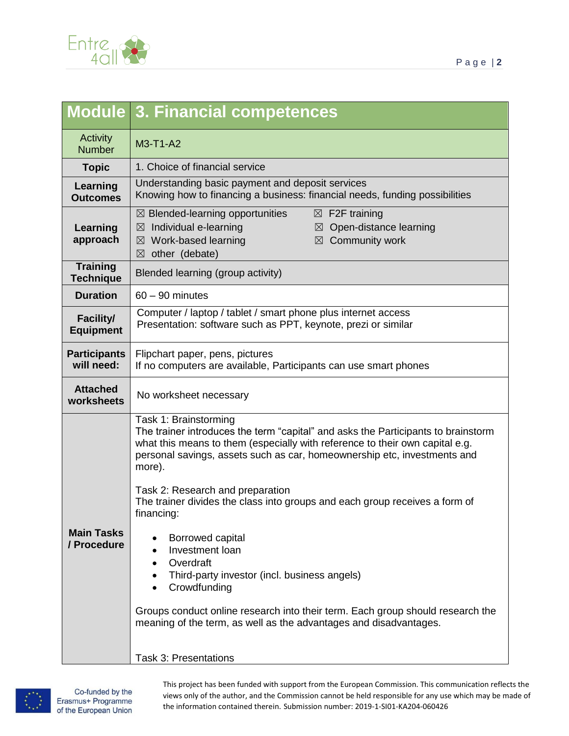| Module | 3. Financial competences |
|---|---|
| Activity Number | M3-T1-A2 |
| Topic | 1. Choice of financial service |
| Learning Outcomes | Understanding basic payment and deposit services<br>Knowing how to financing a business: financial needs, funding possibilities |
| Learning approach | ☒ Blended-learning opportunities ☒ F2F training<br>☒ Individual e-learning ☒ Open-distance learning<br>☒ Work-based learning ☒ Community work<br>☒ other (debate) |
| Training Technique | Blended learning (group activity) |
| Duration | 60 – 90 minutes |
| Facility/ Equipment | Computer / laptop / tablet / smart phone plus internet access<br>Presentation: software such as PPT, keynote, prezi or similar |
| Participants will need: | Flipchart paper, pens, pictures<br>If no computers are available, Participants can use smart phones |
| Attached worksheets | No worksheet necessary |
| Main Tasks / Procedure | Task 1: Brainstorming<br>The trainer introduces the term "capital" and asks the Participants to brainstorm what this means to them (especially with reference to their own capital e.g. personal savings, assets such as car, homeownership etc, investments and more).<br><br>Task 2: Research and preparation<br>The trainer divides the class into groups and each group receives a form of financing:<br>• Borrowed capital<br>• Investment loan<br>• Overdraft<br>• Third-party investor (incl. business angels)<br>• Crowdfunding<br><br>Groups conduct online research into their term. Each group should research the meaning of the term, as well as the advantages and disadvantages.<br><br>Task 3: Presentations |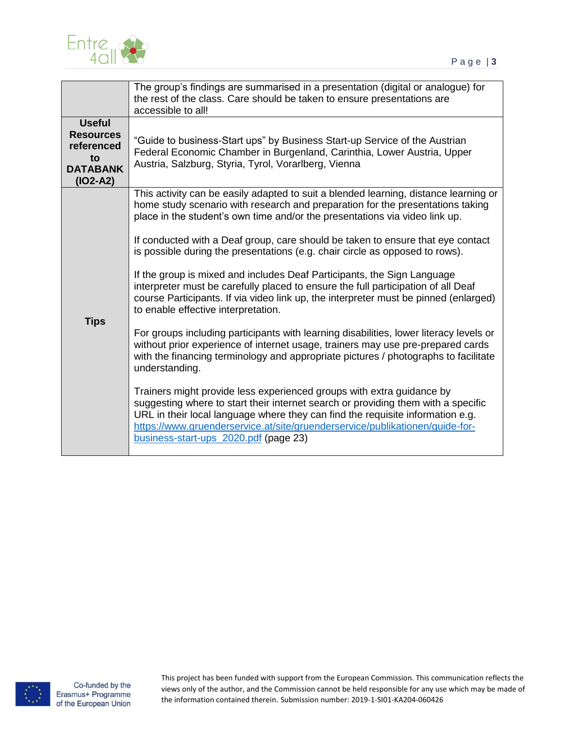| | |
|---|---|
| | The group's findings are summarised in a presentation (digital or analogue) for the rest of the class. Care should be taken to ensure presentations are accessible to all! |
| **Useful Resources referenced to DATABANK (IO2-A2)** | "Guide to business-Start ups" by Business Start-up Service of the Austrian Federal Economic Chamber in Burgenland, Carinthia, Lower Austria, Upper Austria, Salzburg, Styria, Tyrol, Vorarlberg, Vienna |
| **Tips** | This activity can be easily adapted to suit a blended learning, distance learning or home study scenario with research and preparation for the presentations taking place in the student's own time and/or the presentations via video link up.<br><br>If conducted with a Deaf group, care should be taken to ensure that eye contact is possible during the presentations (e.g. chair circle as opposed to rows).<br><br>If the group is mixed and includes Deaf Participants, the Sign Language interpreter must be carefully placed to ensure the full participation of all Deaf course Participants. If via video link up, the interpreter must be pinned (enlarged) to enable effective interpretation.<br><br>For groups including participants with learning disabilities, lower literacy levels or without prior experience of internet usage, trainers may use pre-prepared cards with the financing terminology and appropriate pictures / photographs to facilitate understanding.<br><br>Trainers might provide less experienced groups with extra guidance by suggesting where to start their internet search or providing them with a specific URL in their local language where they can find the requisite information e.g. [https://www.gruenderservice.at/site/gruenderservice/publikationen/guide-for-business-start-ups_2020.pdf](https://www.gruenderservice.at/site/gruenderservice/publikationen/guide-for-business-start-ups_2020.pdf) (page 23) |

Co-funded by the Erasmus+ Programme of the European Union

This project has been funded with support from the European Commission. This communication reflects the views only of the author, and the Commission cannot be held responsible for any use which may be made of the information contained therein. Submission number: 2019-1-SI01-KA204-060426